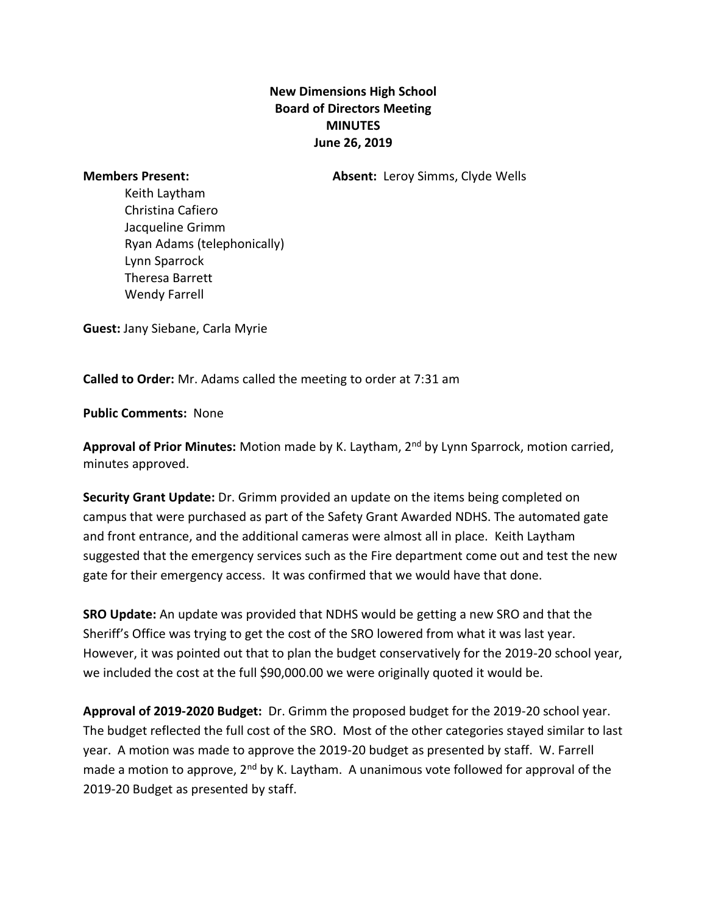**New Dimensions High School**
**Board of Directors Meeting**
**MINUTES**
**June 26, 2019**

**Members Present:**

Keith Laytham
Christina Cafiero
Jacqueline Grimm
Ryan Adams (telephonically)
Lynn Sparrock
Theresa Barrett
Wendy Farrell

**Absent:** Leroy Simms, Clyde Wells

**Guest:** Jany Siebane, Carla Myrie

**Called to Order:** Mr. Adams called the meeting to order at 7:31 am

**Public Comments:** None

**Approval of Prior Minutes:** Motion made by K. Laytham, 2nd by Lynn Sparrock, motion carried, minutes approved.

**Security Grant Update:** Dr. Grimm provided an update on the items being completed on campus that were purchased as part of the Safety Grant Awarded NDHS. The automated gate and front entrance, and the additional cameras were almost all in place. Keith Laytham suggested that the emergency services such as the Fire department come out and test the new gate for their emergency access. It was confirmed that we would have that done.

**SRO Update:** An update was provided that NDHS would be getting a new SRO and that the Sheriff's Office was trying to get the cost of the SRO lowered from what it was last year. However, it was pointed out that to plan the budget conservatively for the 2019-20 school year, we included the cost at the full $90,000.00 we were originally quoted it would be.

**Approval of 2019-2020 Budget:** Dr. Grimm the proposed budget for the 2019-20 school year. The budget reflected the full cost of the SRO. Most of the other categories stayed similar to last year. A motion was made to approve the 2019-20 budget as presented by staff. W. Farrell made a motion to approve, 2nd by K. Laytham. A unanimous vote followed for approval of the 2019-20 Budget as presented by staff.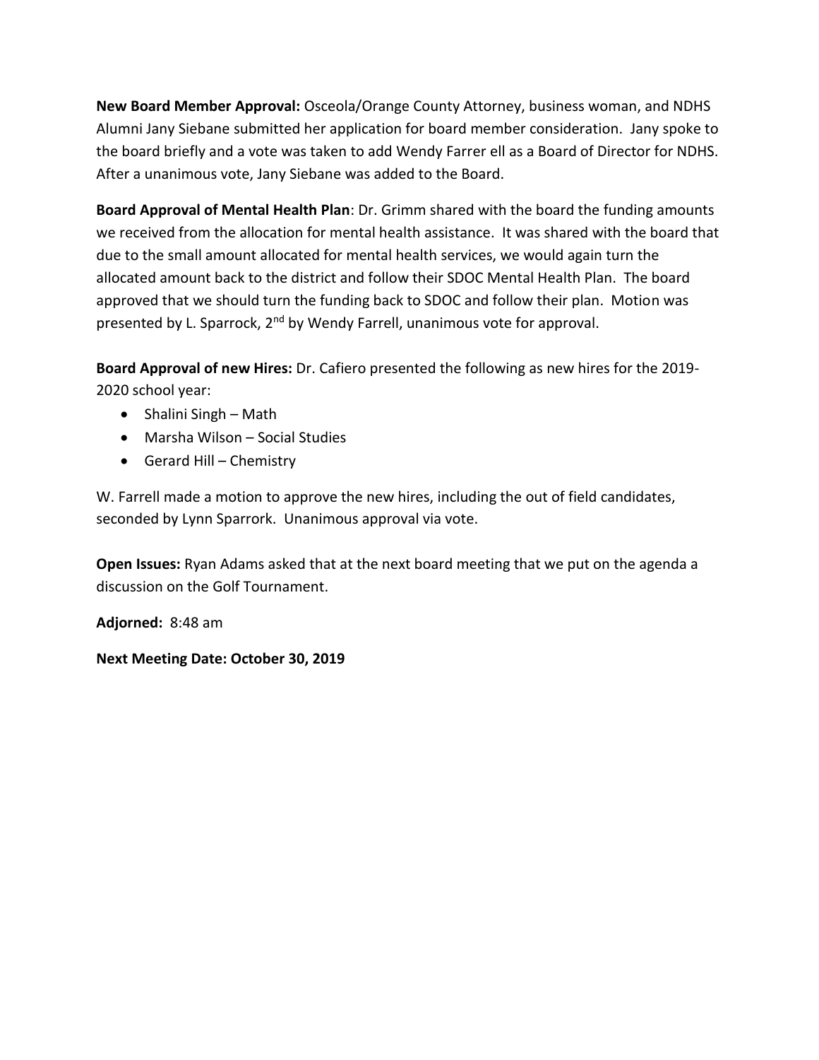**New Board Member Approval:** Osceola/Orange County Attorney, business woman, and NDHS Alumni Jany Siebane submitted her application for board member consideration. Jany spoke to the board briefly and a vote was taken to add Wendy Farrer ell as a Board of Director for NDHS. After a unanimous vote, Jany Siebane was added to the Board.

**Board Approval of Mental Health Plan**: Dr. Grimm shared with the board the funding amounts we received from the allocation for mental health assistance. It was shared with the board that due to the small amount allocated for mental health services, we would again turn the allocated amount back to the district and follow their SDOC Mental Health Plan. The board approved that we should turn the funding back to SDOC and follow their plan. Motion was presented by L. Sparrock, 2nd by Wendy Farrell, unanimous vote for approval.

**Board Approval of new Hires:** Dr. Cafiero presented the following as new hires for the 2019-2020 school year:

- Shalini Singh – Math
- Marsha Wilson – Social Studies
- Gerard Hill – Chemistry

W. Farrell made a motion to approve the new hires, including the out of field candidates, seconded by Lynn Sparrork. Unanimous approval via vote.

**Open Issues:** Ryan Adams asked that at the next board meeting that we put on the agenda a discussion on the Golf Tournament.

**Adjorned:** 8:48 am

**Next Meeting Date: October 30, 2019**